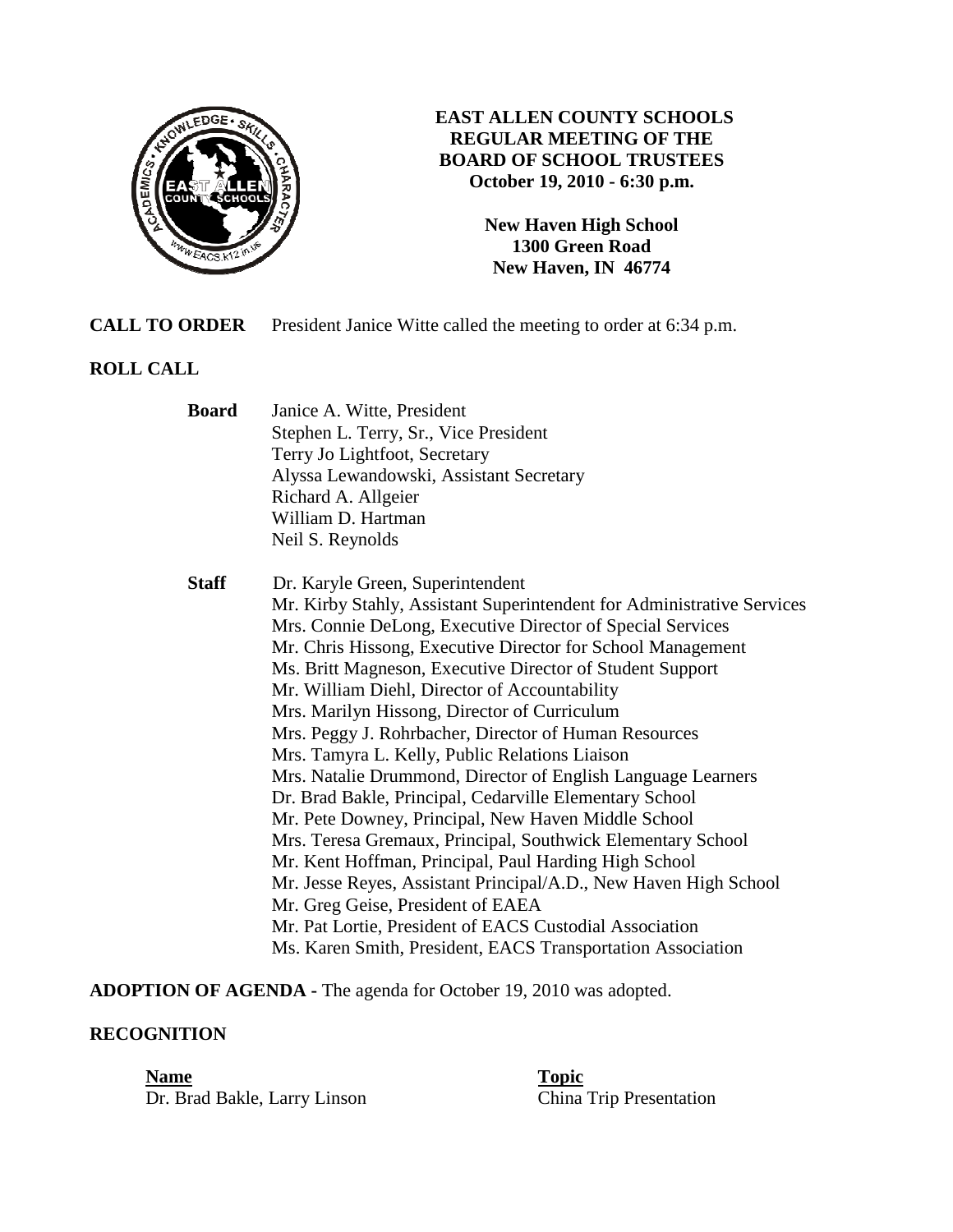# EAST ALLEN COUNTY SCHOOLS
## REGULAR MEETING OF THE BOARD OF SCHOOL TRUSTEES
**October 19, 2010 - 6:30 p.m.**

**New Haven High School**
**1300 Green Road**
**New Haven, IN 46774**

**CALL TO ORDER** President Janice Witte called the meeting to order at 6:34 p.m.

**ROLL CALL**

**Board**
Janice A. Witte, President
Stephen L. Terry, Sr., Vice President
Terry Jo Lightfoot, Secretary
Alyssa Lewandowski, Assistant Secretary
Richard A. Allgeier
William D. Hartman
Neil S. Reynolds

**Staff**
Dr. Karyle Green, Superintendent
Mr. Kirby Stahly, Assistant Superintendent for Administrative Services
Mrs. Connie DeLong, Executive Director of Special Services
Mr. Chris Hissong, Executive Director for School Management
Ms. Britt Magneson, Executive Director of Student Support
Mr. William Diehl, Director of Accountability
Mrs. Marilyn Hissong, Director of Curriculum
Mrs. Peggy J. Rohrbacher, Director of Human Resources
Mrs. Tamyra L. Kelly, Public Relations Liaison
Mrs. Natalie Drummond, Director of English Language Learners
Dr. Brad Bakle, Principal, Cedarville Elementary School
Mr. Pete Downey, Principal, New Haven Middle School
Mrs. Teresa Gremaux, Principal, Southwick Elementary School
Mr. Kent Hoffman, Principal, Paul Harding High School
Mr. Jesse Reyes, Assistant Principal/A.D., New Haven High School
Mr. Greg Geise, President of EAEA
Mr. Pat Lortie, President of EACS Custodial Association
Ms. Karen Smith, President, EACS Transportation Association

**ADOPTION OF AGENDA -** The agenda for October 19, 2010 was adopted.

**RECOGNITION**

| Name | Topic |
|---|---|
| Dr. Brad Bakle, Larry Linson | China Trip Presentation |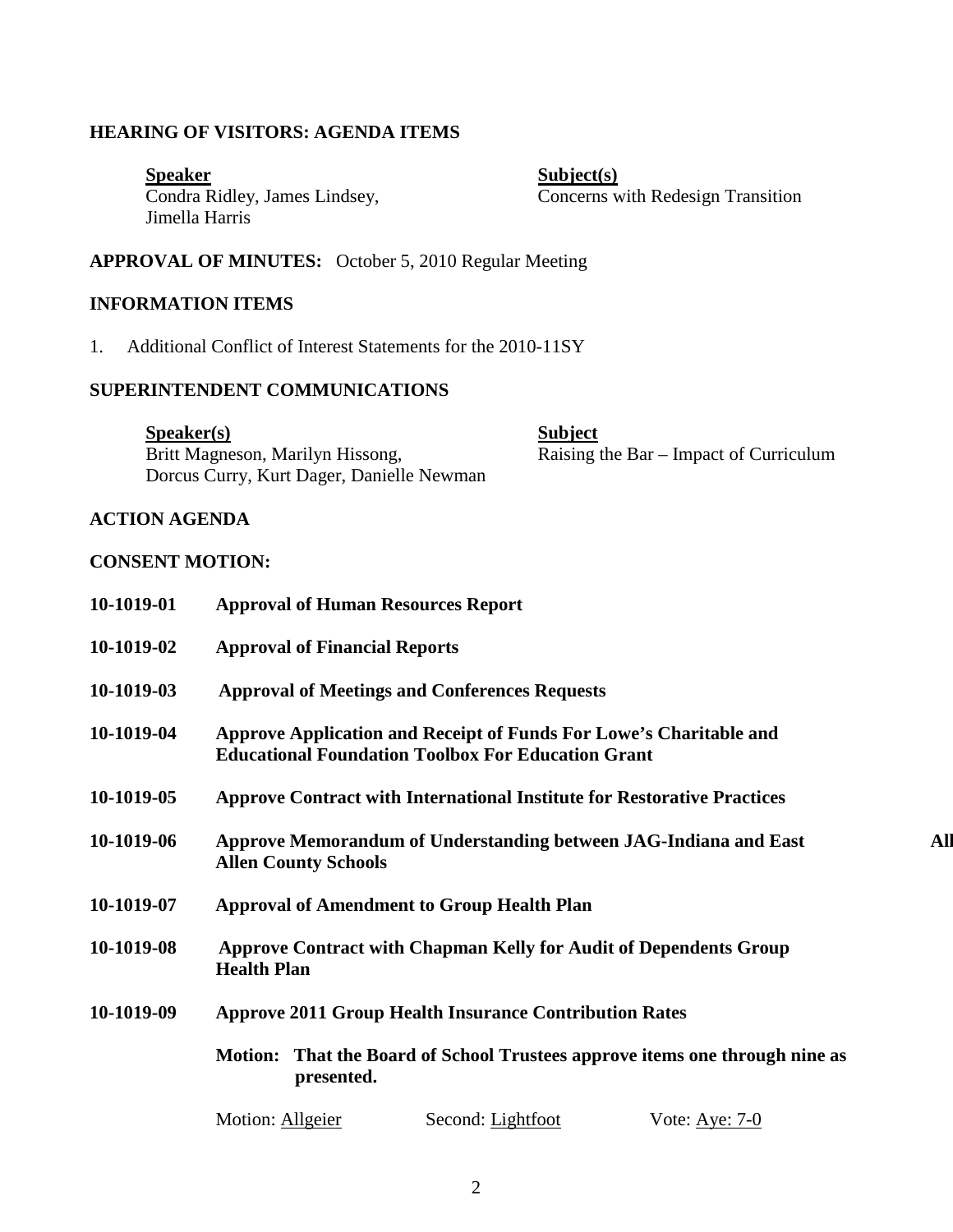## HEARING OF VISITORS: AGENDA ITEMS

| **Speaker** | **Subject(s)** |
| --- | --- |
| Condra Ridley, James Lindsey, Jimella Harris | Concerns with Redesign Transition |

**APPROVAL OF MINUTES:** October 5, 2010 Regular Meeting

## INFORMATION ITEMS

1. Additional Conflict of Interest Statements for the 2010-11SY

## SUPERINTENDENT COMMUNICATIONS

| **Speaker(s)** | **Subject** |
| --- | --- |
| Britt Magneson, Marilyn Hissong, Dorcus Curry, Kurt Dager, Danielle Newman | Raising the Bar – Impact of Curriculum |

## ACTION AGENDA

## CONSENT MOTION:

**10-1019-01 Approval of Human Resources Report**

**10-1019-02 Approval of Financial Reports**

**10-1019-03 Approval of Meetings and Conferences Requests**

**10-1019-04 Approve Application and Receipt of Funds For Lowe's Charitable and Educational Foundation Toolbox For Education Grant**

**10-1019-05 Approve Contract with International Institute for Restorative Practices**

**10-1019-06 Approve Memorandum of Understanding between JAG-Indiana and East Allen County Schools** All

**10-1019-07 Approval of Amendment to Group Health Plan**

**10-1019-08 Approve Contract with Chapman Kelly for Audit of Dependents Group Health Plan**

**10-1019-09 Approve 2011 Group Health Insurance Contribution Rates**

**Motion: That the Board of School Trustees approve items one through nine as presented.**

Motion: Allgeier Second: Lightfoot Vote: Aye: 7-0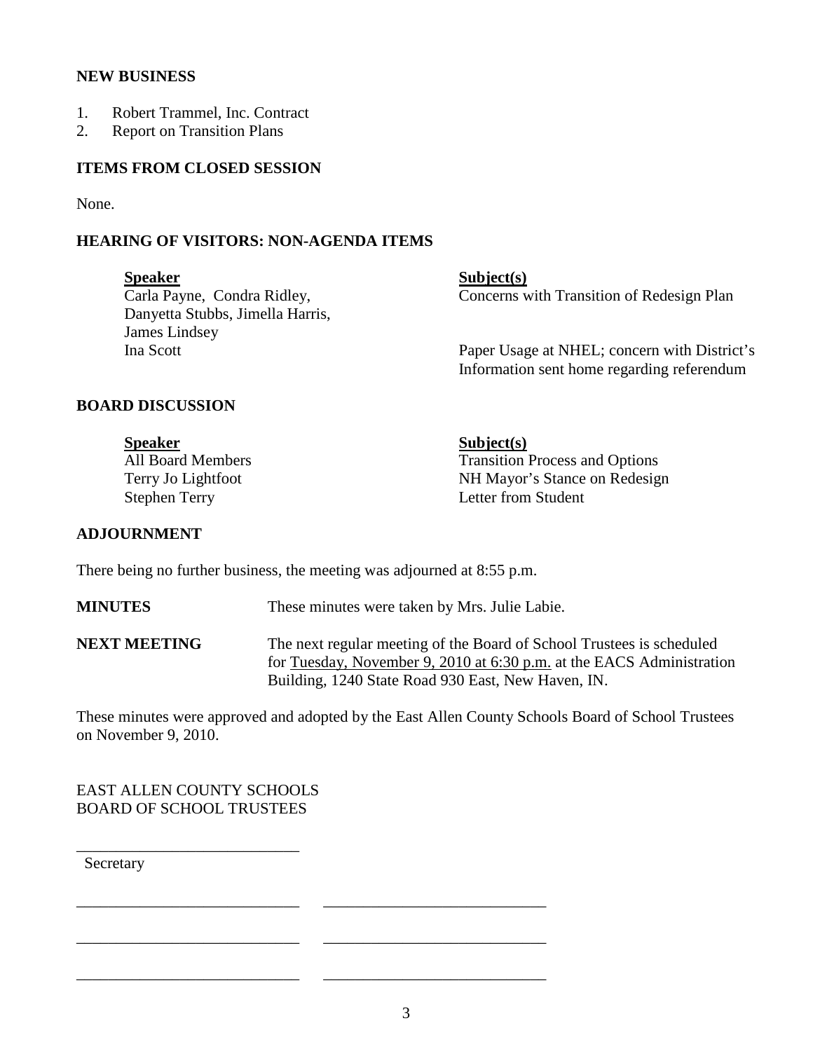## NEW BUSINESS

1. Robert Trammel, Inc. Contract
2. Report on Transition Plans

## ITEMS FROM CLOSED SESSION

None.

## HEARING OF VISITORS: NON-AGENDA ITEMS

| **Speaker** | **Subject(s)** |
|---|---|
| Carla Payne, Condra Ridley, Danyetta Stubbs, Jimella Harris, James Lindsey | Concerns with Transition of Redesign Plan |
| Ina Scott | Paper Usage at NHEL; concern with District's Information sent home regarding referendum |

## BOARD DISCUSSION

| **Speaker** | **Subject(s)** |
|---|---|
| All Board Members | Transition Process and Options |
| Terry Jo Lightfoot | NH Mayor's Stance on Redesign |
| Stephen Terry | Letter from Student |

## ADJOURNMENT

There being no further business, the meeting was adjourned at 8:55 p.m.

**MINUTES** These minutes were taken by Mrs. Julie Labie.

**NEXT MEETING** The next regular meeting of the Board of School Trustees is scheduled for Tuesday, November 9, 2010 at 6:30 p.m. at the EACS Administration Building, 1240 State Road 930 East, New Haven, IN.

These minutes were approved and adopted by the East Allen County Schools Board of School Trustees on November 9, 2010.

EAST ALLEN COUNTY SCHOOLS
BOARD OF SCHOOL TRUSTEES

____________________________
Secretary

____________________________ ____________________________

____________________________ ____________________________

____________________________ ____________________________